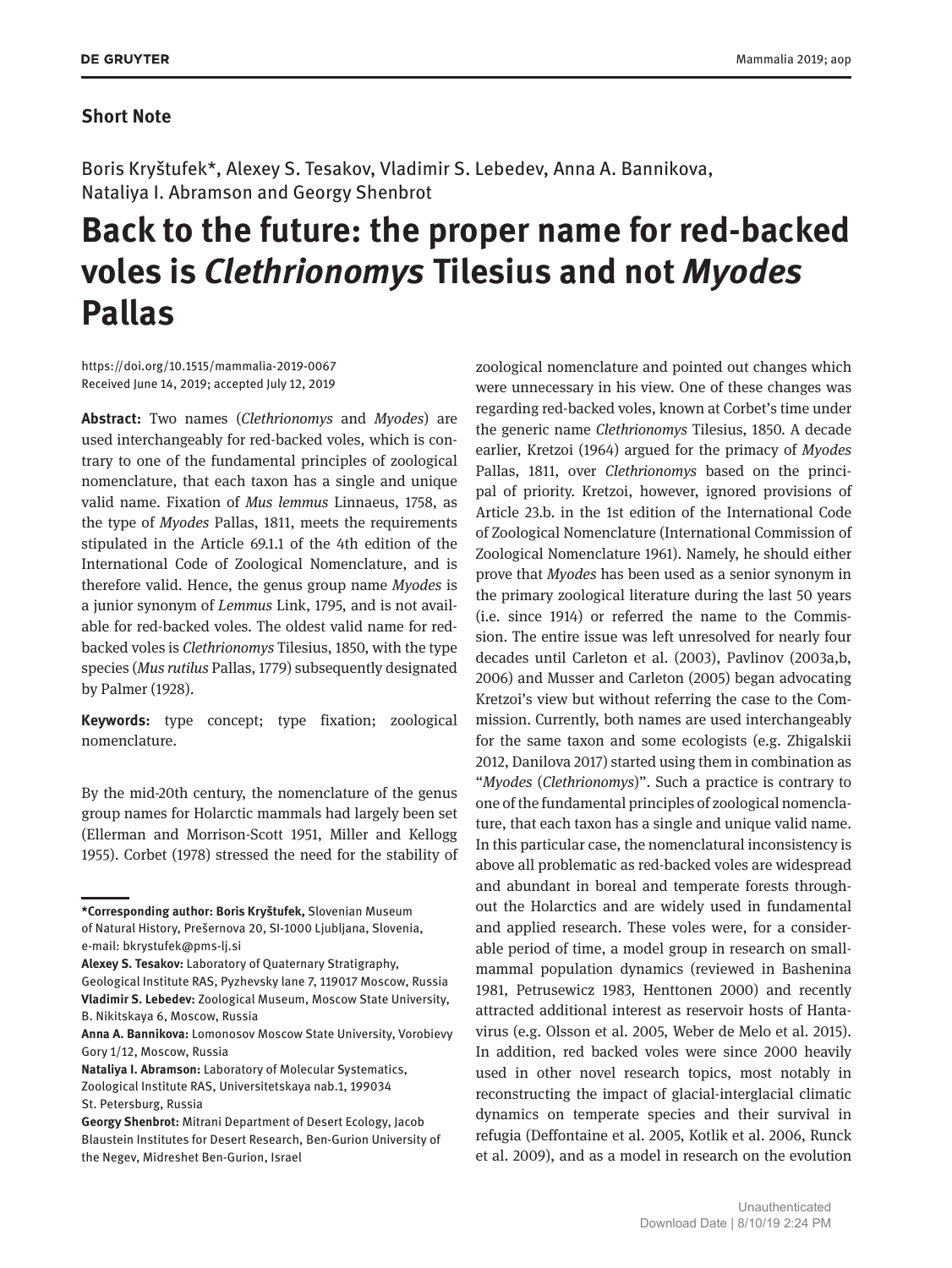**Short Note**

Boris Kryštufek*, Alexey S. Tesakov, Vladimir S. Lebedev, Anna A. Bannikova, Nataliya I. Abramson and Georgy Shenbrot

# Back to the future: the proper name for red-backed voles is *Clethrionomys* Tilesius and not *Myodes* Pallas

https://doi.org/10.1515/mammalia-2019-0067
Received June 14, 2019; accepted July 12, 2019

**Abstract:** Two names (*Clethrionomys* and *Myodes*) are used interchangeably for red-backed voles, which is contrary to one of the fundamental principles of zoological nomenclature, that each taxon has a single and unique valid name. Fixation of *Mus lemmus* Linnaeus, 1758, as the type of *Myodes* Pallas, 1811, meets the requirements stipulated in the Article 69.1.1 of the 4th edition of the International Code of Zoological Nomenclature, and is therefore valid. Hence, the genus group name *Myodes* is a junior synonym of *Lemmus* Link, 1795, and is not available for red-backed voles. The oldest valid name for red-backed voles is *Clethrionomys* Tilesius, 1850, with the type species (*Mus rutilus* Pallas, 1779) subsequently designated by Palmer (1928).

**Keywords:** type concept; type fixation; zoological nomenclature.

By the mid-20th century, the nomenclature of the genus group names for Holarctic mammals had largely been set (Ellerman and Morrison-Scott 1951, Miller and Kellogg 1955). Corbet (1978) stressed the need for the stability of zoological nomenclature and pointed out changes which were unnecessary in his view. One of these changes was regarding red-backed voles, known at Corbet's time under the generic name *Clethrionomys* Tilesius, 1850. A decade earlier, Kretzoi (1964) argued for the primacy of *Myodes* Pallas, 1811, over *Clethrionomys* based on the principal of priority. Kretzoi, however, ignored provisions of Article 23.b. in the 1st edition of the International Code of Zoological Nomenclature (International Commission of Zoological Nomenclature 1961). Namely, he should either prove that *Myodes* has been used as a senior synonym in the primary zoological literature during the last 50 years (i.e. since 1914) or referred the name to the Commission. The entire issue was left unresolved for nearly four decades until Carleton et al. (2003), Pavlinov (2003a,b, 2006) and Musser and Carleton (2005) began advocating Kretzoi's view but without referring the case to the Commission. Currently, both names are used interchangeably for the same taxon and some ecologists (e.g. Zhigalskii 2012, Danilova 2017) started using them in combination as "*Myodes* (*Clethrionomys*)". Such a practice is contrary to one of the fundamental principles of zoological nomenclature, that each taxon has a single and unique valid name. In this particular case, the nomenclatural inconsistency is above all problematic as red-backed voles are widespread and abundant in boreal and temperate forests throughout the Holarctics and are widely used in fundamental and applied research. These voles were, for a considerable period of time, a model group in research on small-mammal population dynamics (reviewed in Bashenina 1981, Petrusewicz 1983, Henttonen 2000) and recently attracted additional interest as reservoir hosts of Hantavirus (e.g. Olsson et al. 2005, Weber de Melo et al. 2015). In addition, red backed voles were since 2000 heavily used in other novel research topics, most notably in reconstructing the impact of glacial-interglacial climatic dynamics on temperate species and their survival in refugia (Deffontaine et al. 2005, Kotlik et al. 2006, Runck et al. 2009), and as a model in research on the evolution

---

**\*Corresponding author: Boris Kryštufek,** Slovenian Museum of Natural History, Prešernova 20, SI-1000 Ljubljana, Slovenia, e-mail: bkrystufek@pms-lj.si
**Alexey S. Tesakov:** Laboratory of Quaternary Stratigraphy, Geological Institute RAS, Pyzhevsky lane 7, 119017 Moscow, Russia
**Vladimir S. Lebedev:** Zoological Museum, Moscow State University, B. Nikitskaya 6, Moscow, Russia
**Anna A. Bannikova:** Lomonosov Moscow State University, Vorobievy Gory 1/12, Moscow, Russia
**Nataliya I. Abramson:** Laboratory of Molecular Systematics, Zoological Institute RAS, Universitetskaya nab.1, 199034 St. Petersburg, Russia
**Georgy Shenbrot:** Mitrani Department of Desert Ecology, Jacob Blaustein Institutes for Desert Research, Ben-Gurion University of the Negev, Midreshet Ben-Gurion, Israel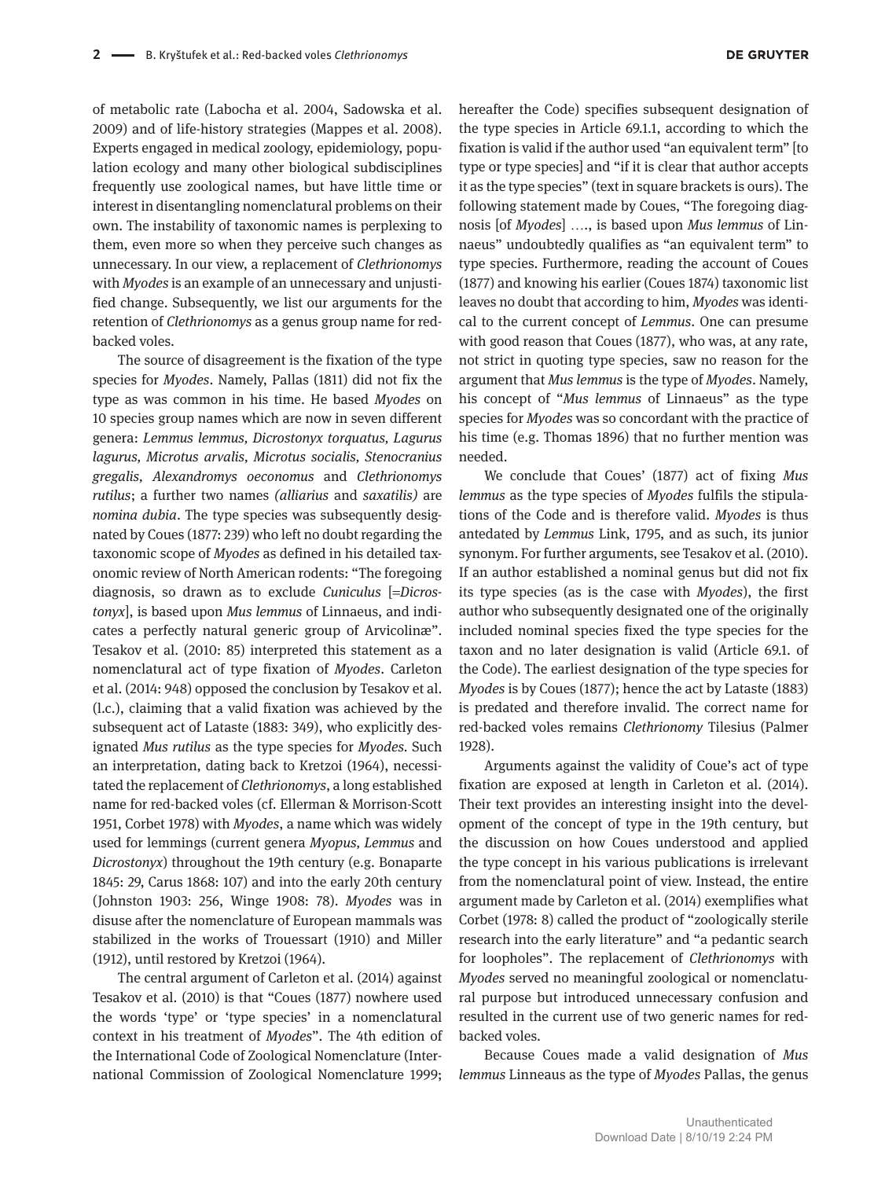of metabolic rate (Labocha et al. 2004, Sadowska et al. 2009) and of life-history strategies (Mappes et al. 2008). Experts engaged in medical zoology, epidemiology, population ecology and many other biological subdisciplines frequently use zoological names, but have little time or interest in disentangling nomenclatural problems on their own. The instability of taxonomic names is perplexing to them, even more so when they perceive such changes as unnecessary. In our view, a replacement of *Clethrionomys* with *Myodes* is an example of an unnecessary and unjustified change. Subsequently, we list our arguments for the retention of *Clethrionomys* as a genus group name for red-backed voles.

The source of disagreement is the fixation of the type species for *Myodes*. Namely, Pallas (1811) did not fix the type as was common in his time. He based *Myodes* on 10 species group names which are now in seven different genera: *Lemmus lemmus, Dicrostonyx torquatus, Lagurus lagurus, Microtus arvalis, Microtus socialis, Stenocranius gregalis, Alexandromys oeconomus* and *Clethrionomys rutilus*; a further two names *(alliarius* and *saxatilis)* are *nomina dubia*. The type species was subsequently designated by Coues (1877: 239) who left no doubt regarding the taxonomic scope of *Myodes* as defined in his detailed taxonomic review of North American rodents: "The foregoing diagnosis, so drawn as to exclude *Cuniculus* [=*Dicrostonyx*], is based upon *Mus lemmus* of Linnaeus, and indicates a perfectly natural generic group of Arvicolinæ". Tesakov et al. (2010: 85) interpreted this statement as a nomenclatural act of type fixation of *Myodes*. Carleton et al. (2014: 948) opposed the conclusion by Tesakov et al. (l.c.), claiming that a valid fixation was achieved by the subsequent act of Lataste (1883: 349), who explicitly designated *Mus rutilus* as the type species for *Myodes*. Such an interpretation, dating back to Kretzoi (1964), necessitated the replacement of *Clethrionomys*, a long established name for red-backed voles (cf. Ellerman & Morrison-Scott 1951, Corbet 1978) with *Myodes*, a name which was widely used for lemmings (current genera *Myopus, Lemmus* and *Dicrostonyx*) throughout the 19th century (e.g. Bonaparte 1845: 29, Carus 1868: 107) and into the early 20th century (Johnston 1903: 256, Winge 1908: 78). *Myodes* was in disuse after the nomenclature of European mammals was stabilized in the works of Trouessart (1910) and Miller (1912), until restored by Kretzoi (1964).

The central argument of Carleton et al. (2014) against Tesakov et al. (2010) is that "Coues (1877) nowhere used the words 'type' or 'type species' in a nomenclatural context in his treatment of *Myodes*". The 4th edition of the International Code of Zoological Nomenclature (International Commission of Zoological Nomenclature 1999; hereafter the Code) specifies subsequent designation of the type species in Article 69.1.1, according to which the fixation is valid if the author used "an equivalent term" [to type or type species] and "if it is clear that author accepts it as the type species" (text in square brackets is ours). The following statement made by Coues, "The foregoing diagnosis [of *Myodes*] …., is based upon *Mus lemmus* of Linnaeus" undoubtedly qualifies as "an equivalent term" to type species. Furthermore, reading the account of Coues (1877) and knowing his earlier (Coues 1874) taxonomic list leaves no doubt that according to him, *Myodes* was identical to the current concept of *Lemmus*. One can presume with good reason that Coues (1877), who was, at any rate, not strict in quoting type species, saw no reason for the argument that *Mus lemmus* is the type of *Myodes*. Namely, his concept of "*Mus lemmus* of Linnaeus" as the type species for *Myodes* was so concordant with the practice of his time (e.g. Thomas 1896) that no further mention was needed.

We conclude that Coues' (1877) act of fixing *Mus lemmus* as the type species of *Myodes* fulfils the stipulations of the Code and is therefore valid. *Myodes* is thus antedated by *Lemmus* Link, 1795, and as such, its junior synonym. For further arguments, see Tesakov et al. (2010). If an author established a nominal genus but did not fix its type species (as is the case with *Myodes*), the first author who subsequently designated one of the originally included nominal species fixed the type species for the taxon and no later designation is valid (Article 69.1. of the Code). The earliest designation of the type species for *Myodes* is by Coues (1877); hence the act by Lataste (1883) is predated and therefore invalid. The correct name for red-backed voles remains *Clethrionomy* Tilesius (Palmer 1928).

Arguments against the validity of Coue's act of type fixation are exposed at length in Carleton et al. (2014). Their text provides an interesting insight into the development of the concept of type in the 19th century, but the discussion on how Coues understood and applied the type concept in his various publications is irrelevant from the nomenclatural point of view. Instead, the entire argument made by Carleton et al. (2014) exemplifies what Corbet (1978: 8) called the product of "zoologically sterile research into the early literature" and "a pedantic search for loopholes". The replacement of *Clethrionomys* with *Myodes* served no meaningful zoological or nomenclatural purpose but introduced unnecessary confusion and resulted in the current use of two generic names for red-backed voles.

Because Coues made a valid designation of *Mus lemmus* Linneaus as the type of *Myodes* Pallas, the genus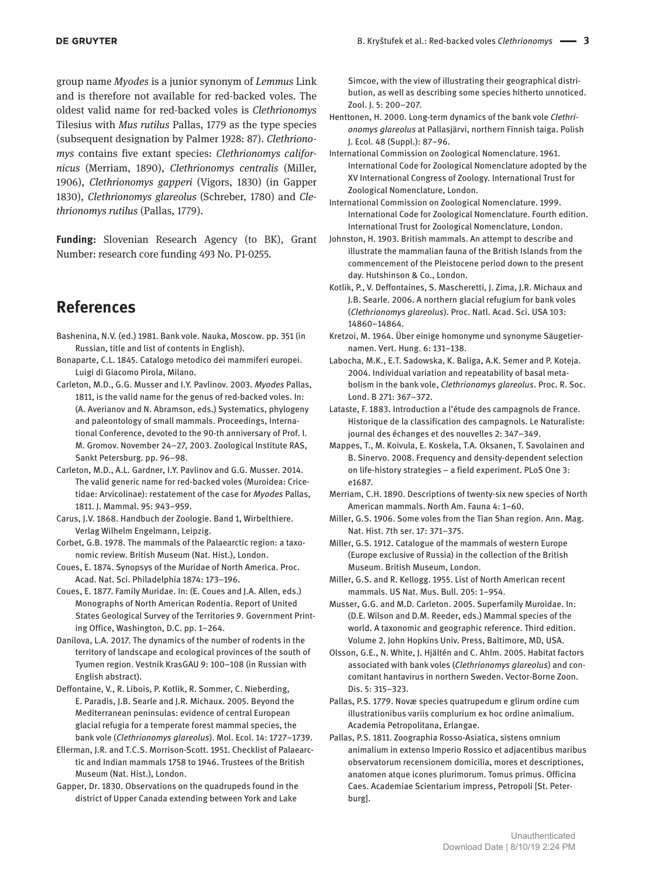group name *Myodes* is a junior synonym of *Lemmus* Link and is therefore not available for red-backed voles. The oldest valid name for red-backed voles is *Clethrionomys* Tilesius with *Mus rutilus* Pallas, 1779 as the type species (subsequent designation by Palmer 1928: 87). *Clethrionomys* contains five extant species: *Clethrionomys californicus* (Merriam, 1890), *Clethrionomys centralis* (Miller, 1906), *Clethrionomys gapperi* (Vigors, 1830) (in Gapper 1830), *Clethrionomys glareolus* (Schreber, 1780) and *Clethrionomys rutilus* (Pallas, 1779).

**Funding:** Slovenian Research Agency (to BK), Grant Number: research core funding 493 No. P1-0255.

## References

Bashenina, N.V. (ed.) 1981. Bank vole. Nauka, Moscow. pp. 351 (in Russian, title and list of contents in English).

Bonaparte, C.L. 1845. Catalogo metodico dei mammiferi europei. Luigi di Giacomo Pirola, Milano.

Carleton, M.D., G.G. Musser and I.Y. Pavlinov. 2003. *Myodes* Pallas, 1811, is the valid name for the genus of red-backed voles. In: (A. Averianov and N. Abramson, eds.) Systematics, phylogeny and paleontology of small mammals. Proceedings, International Conference, devoted to the 90-th anniversary of Prof. I. M. Gromov. November 24–27, 2003. Zoological Institute RAS, Sankt Petersburg. pp. 96–98.

Carleton, M.D., A.L. Gardner, I.Y. Pavlinov and G.G. Musser. 2014. The valid generic name for red-backed voles (Muroidea: Cricetidae: Arvicolinae): restatement of the case for *Myodes* Pallas, 1811. J. Mammal. 95: 943–959.

Carus, J.V. 1868. Handbuch der Zoologie. Band 1, Wirbelthiere. Verlag Wilhelm Engelmann, Leipzig.

Corbet, G.B. 1978. The mammals of the Palaearctic region: a taxonomic review. British Museum (Nat. Hist.), London.

Coues, E. 1874. Synopsys of the Muridae of North America. Proc. Acad. Nat. Sci. Philadelphia 1874: 173–196.

Coues, E. 1877. Family Muridae. In: (E. Coues and J.A. Allen, eds.) Monographs of North American Rodentia. Report of United States Geological Survey of the Territories 9. Government Printing Office, Washington, D.C. pp. 1–264.

Danilova, L.A. 2017. The dynamics of the number of rodents in the territory of landscape and ecological provinces of the south of Tyumen region. Vestnik KrasGAU 9: 100–108 (in Russian with English abstract).

Deffontaine, V., R. Libois, P. Kotlik, R. Sommer, C. Nieberding, E. Paradis, J.B. Searle and J.R. Michaux. 2005. Beyond the Mediterranean peninsulas: evidence of central European glacial refugia for a temperate forest mammal species, the bank vole (*Clethrionomys glareolus*). Mol. Ecol. 14: 1727–1739.

Ellerman, J.R. and T.C.S. Morrison-Scott. 1951. Checklist of Palaearctic and Indian mammals 1758 to 1946. Trustees of the British Museum (Nat. Hist.), London.

Gapper, Dr. 1830. Observations on the quadrupeds found in the district of Upper Canada extending between York and Lake Simcoe, with the view of illustrating their geographical distribution, as well as describing some species hitherto unnoticed. Zool. J. 5: 200–207.

Henttonen, H. 2000. Long-term dynamics of the bank vole *Clethrionomys glareolus* at Pallasjärvi, northern Finnish taiga. Polish J. Ecol. 48 (Suppl.): 87–96.

International Commission on Zoological Nomenclature. 1961. International Code for Zoological Nomenclature adopted by the XV International Congress of Zoology. International Trust for Zoological Nomenclature, London.

International Commission on Zoological Nomenclature. 1999. International Code for Zoological Nomenclature. Fourth edition. International Trust for Zoological Nomenclature, London.

Johnston, H. 1903. British mammals. An attempt to describe and illustrate the mammalian fauna of the British Islands from the commencement of the Pleistocene period down to the present day. Hutshinson & Co., London.

Kotlik, P., V. Deffontaines, S. Mascheretti, J. Zima, J.R. Michaux and J.B. Searle. 2006. A northern glacial refugium for bank voles (*Clethrionomys glareolus*). Proc. Natl. Acad. Sci. USA 103: 14860–14864.

Kretzoi, M. 1964. Über einige homonyme und synonyme Säugetiernamen. Vert. Hung. 6: 131–138.

Labocha, M.K., E.T. Sadowska, K. Baliga, A.K. Semer and P. Koteja. 2004. Individual variation and repeatability of basal metabolism in the bank vole, *Clethrionomys glareolus*. Proc. R. Soc. Lond. B 271: 367–372.

Lataste, F. 1883. Introduction a l'étude des campagnols de France. Historique de la classification des campagnols. Le Naturaliste: journal des échanges et des nouvelles 2: 347–349.

Mappes, T., M. Koivula, E. Koskela, T.A. Oksanen, T. Savolainen and B. Sinervo. 2008. Frequency and density-dependent selection on life-history strategies – a field experiment. PLoS One 3: e1687.

Merriam, C.H. 1890. Descriptions of twenty-six new species of North American mammals. North Am. Fauna 4: 1–60.

Miller, G.S. 1906. Some voles from the Tian Shan region. Ann. Mag. Nat. Hist. 7th ser. 17: 371–375.

Miller, G.S. 1912. Catalogue of the mammals of western Europe (Europe exclusive of Russia) in the collection of the British Museum. British Museum, London.

Miller, G.S. and R. Kellogg. 1955. List of North American recent mammals. US Nat. Mus. Bull. 205: 1–954.

Musser, G.G. and M.D. Carleton. 2005. Superfamily Muroidae. In: (D.E. Wilson and D.M. Reeder, eds.) Mammal species of the world. A taxonomic and geographic reference. Third edition. Volume 2. John Hopkins Univ. Press, Baltimore, MD, USA.

Olsson, G.E., N. White, J. Hjältén and C. Ahlm. 2005. Habitat factors associated with bank voles (*Clethrionomys glareolus*) and concomitant hantavirus in northern Sweden. Vector-Borne Zoon. Dis. 5: 315–323.

Pallas, P.S. 1779. Novæ species quatrupedum e glirum ordine cum illustrationibus variis complurium ex hoc ordine animalium. Academia Petropolitana, Erlangae.

Pallas, P.S. 1811. Zoographia Rosso-Asiatica, sistens omnium animalium in extenso Imperio Rossico et adjacentibus maribus observatorum recensionem domicilia, mores et descriptiones, anatomen atque icones plurimorum. Tomus primus. Officina Caes. Academiae Scientarium impress, Petropoli [St. Peterburg].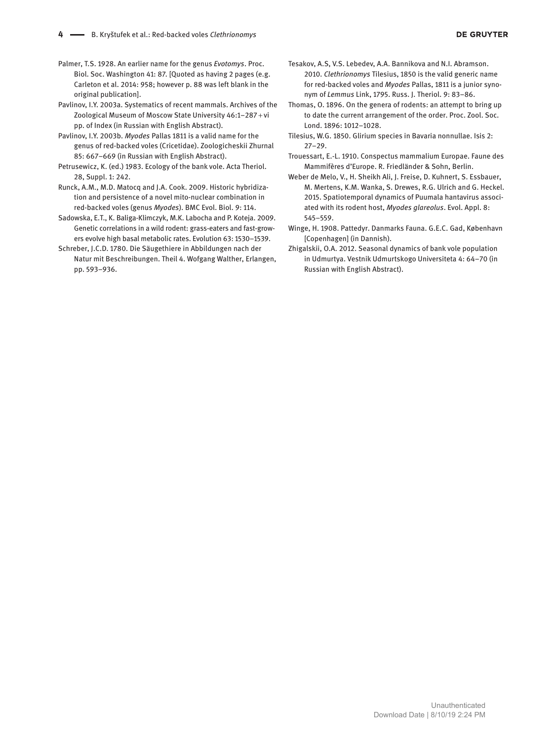Palmer, T.S. 1928. An earlier name for the genus *Evotomys*. Proc. Biol. Soc. Washington 41: 87. [Quoted as having 2 pages (e.g. Carleton et al. 2014: 958; however p. 88 was left blank in the original publication].

Pavlinov, I.Y. 2003a. Systematics of recent mammals. Archives of the Zoological Museum of Moscow State University 46:1–287 + vi pp. of Index (in Russian with English Abstract).

Pavlinov, I.Y. 2003b. *Myodes* Pallas 1811 is a valid name for the genus of red-backed voles (Cricetidae). Zoologicheskii Zhurnal 85: 667–669 (in Russian with English Abstract).

Petrusewicz, K. (ed.) 1983. Ecology of the bank vole. Acta Theriol. 28, Suppl. 1: 242.

Runck, A.M., M.D. Matocq and J.A. Cook. 2009. Historic hybridization and persistence of a novel mito-nuclear combination in red-backed voles (genus *Myodes*). BMC Evol. Biol. 9: 114.

Sadowska, E.T., K. Baliga-Klimczyk, M.K. Labocha and P. Koteja. 2009. Genetic correlations in a wild rodent: grass-eaters and fast-growers evolve high basal metabolic rates. Evolution 63: 1530–1539.

Schreber, J.C.D. 1780. Die Säugethiere in Abbildungen nach der Natur mit Beschreibungen. Theil 4. Wolfgang Walther, Erlangen, pp. 593–936.

Tesakov, A.S, V.S. Lebedev, A.A. Bannikova and N.I. Abramson. 2010. *Clethrionomys* Tilesius, 1850 is the valid generic name for red-backed voles and *Myodes* Pallas, 1811 is a junior synonym of *Lemmus* Link, 1795. Russ. J. Theriol. 9: 83–86.

Thomas, O. 1896. On the genera of rodents: an attempt to bring up to date the current arrangement of the order. Proc. Zool. Soc. Lond. 1896: 1012–1028.

Tilesius, W.G. 1850. Glirium species in Bavaria nonnullae. Isis 2: 27–29.

Trouessart, E.-L. 1910. Conspectus mammalium Europae. Faune des Mammifères d'Europe. R. Friedländer & Sohn, Berlin.

Weber de Melo, V., H. Sheikh Ali, J. Freise, D. Kuhnert, S. Essbauer, M. Mertens, K.M. Wanka, S. Drewes, R.G. Ulrich and G. Heckel. 2015. Spatiotemporal dynamics of Puumala hantavirus associated with its rodent host, *Myodes glareolus*. Evol. Appl. 8: 545–559.

Winge, H. 1908. Pattedyr. Danmarks Fauna. G.E.C. Gad, København [Copenhagen] (in Dannish).

Zhigalskii, O.A. 2012. Seasonal dynamics of bank vole population in Udmurtya. Vestnik Udmurtskogo Universiteta 4: 64–70 (in Russian with English Abstract).